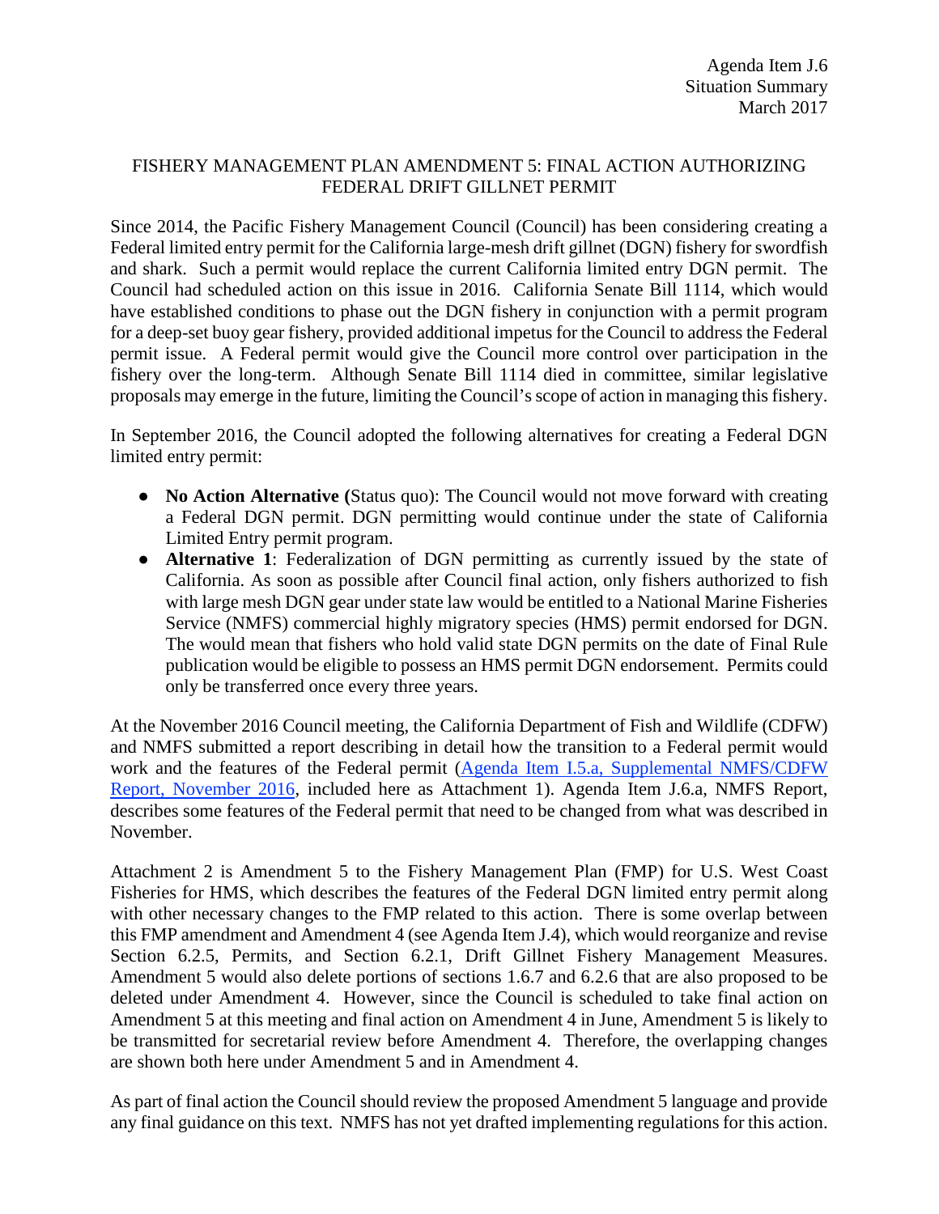Agenda Item J.6
Situation Summary
March 2017

# FISHERY MANAGEMENT PLAN AMENDMENT 5: FINAL ACTION AUTHORIZING FEDERAL DRIFT GILLNET PERMIT

Since 2014, the Pacific Fishery Management Council (Council) has been considering creating a Federal limited entry permit for the California large-mesh drift gillnet (DGN) fishery for swordfish and shark. Such a permit would replace the current California limited entry DGN permit. The Council had scheduled action on this issue in 2016. California Senate Bill 1114, which would have established conditions to phase out the DGN fishery in conjunction with a permit program for a deep-set buoy gear fishery, provided additional impetus for the Council to address the Federal permit issue. A Federal permit would give the Council more control over participation in the fishery over the long-term. Although Senate Bill 1114 died in committee, similar legislative proposals may emerge in the future, limiting the Council's scope of action in managing this fishery.

In September 2016, the Council adopted the following alternatives for creating a Federal DGN limited entry permit:

- **No Action Alternative (**Status quo): The Council would not move forward with creating a Federal DGN permit. DGN permitting would continue under the state of California Limited Entry permit program.
- **Alternative 1**: Federalization of DGN permitting as currently issued by the state of California. As soon as possible after Council final action, only fishers authorized to fish with large mesh DGN gear under state law would be entitled to a National Marine Fisheries Service (NMFS) commercial highly migratory species (HMS) permit endorsed for DGN. The would mean that fishers who hold valid state DGN permits on the date of Final Rule publication would be eligible to possess an HMS permit DGN endorsement. Permits could only be transferred once every three years.

At the November 2016 Council meeting, the California Department of Fish and Wildlife (CDFW) and NMFS submitted a report describing in detail how the transition to a Federal permit would work and the features of the Federal permit (Agenda Item I.5.a, Supplemental NMFS/CDFW Report, November 2016, included here as Attachment 1). Agenda Item J.6.a, NMFS Report, describes some features of the Federal permit that need to be changed from what was described in November.

Attachment 2 is Amendment 5 to the Fishery Management Plan (FMP) for U.S. West Coast Fisheries for HMS, which describes the features of the Federal DGN limited entry permit along with other necessary changes to the FMP related to this action. There is some overlap between this FMP amendment and Amendment 4 (see Agenda Item J.4), which would reorganize and revise Section 6.2.5, Permits, and Section 6.2.1, Drift Gillnet Fishery Management Measures. Amendment 5 would also delete portions of sections 1.6.7 and 6.2.6 that are also proposed to be deleted under Amendment 4. However, since the Council is scheduled to take final action on Amendment 5 at this meeting and final action on Amendment 4 in June, Amendment 5 is likely to be transmitted for secretarial review before Amendment 4. Therefore, the overlapping changes are shown both here under Amendment 5 and in Amendment 4.

As part of final action the Council should review the proposed Amendment 5 language and provide any final guidance on this text. NMFS has not yet drafted implementing regulations for this action.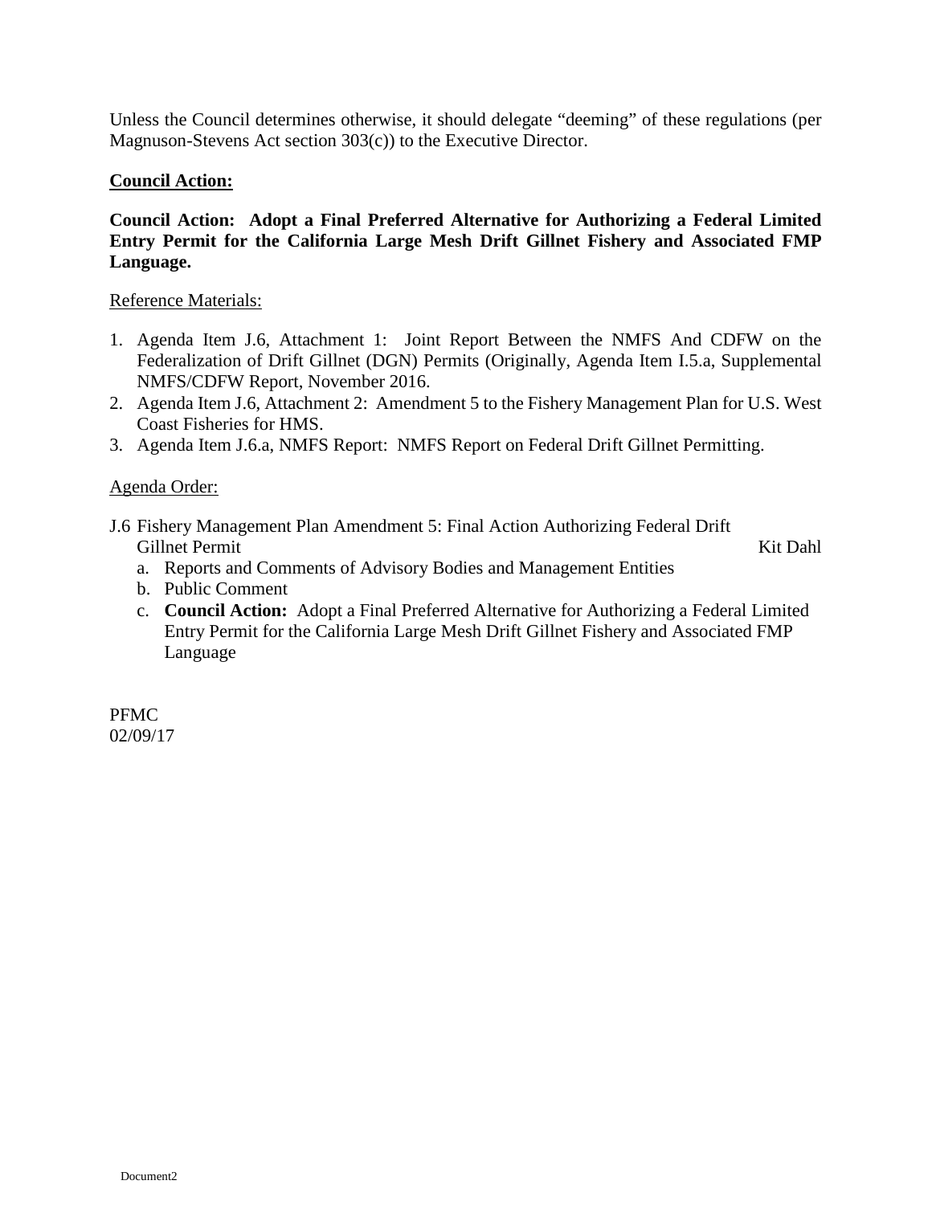Unless the Council determines otherwise, it should delegate "deeming" of these regulations (per Magnuson-Stevens Act section 303(c)) to the Executive Director.

**Council Action:**

**Council Action: Adopt a Final Preferred Alternative for Authorizing a Federal Limited Entry Permit for the California Large Mesh Drift Gillnet Fishery and Associated FMP Language.**

Reference Materials:

1. Agenda Item J.6, Attachment 1: Joint Report Between the NMFS And CDFW on the Federalization of Drift Gillnet (DGN) Permits (Originally, Agenda Item I.5.a, Supplemental NMFS/CDFW Report, November 2016.
2. Agenda Item J.6, Attachment 2: Amendment 5 to the Fishery Management Plan for U.S. West Coast Fisheries for HMS.
3. Agenda Item J.6.a, NMFS Report: NMFS Report on Federal Drift Gillnet Permitting.

Agenda Order:

J.6 Fishery Management Plan Amendment 5: Final Action Authorizing Federal Drift Gillnet Permit — Kit Dahl

a. Reports and Comments of Advisory Bodies and Management Entities
b. Public Comment
c. **Council Action:** Adopt a Final Preferred Alternative for Authorizing a Federal Limited Entry Permit for the California Large Mesh Drift Gillnet Fishery and Associated FMP Language

PFMC
02/09/17